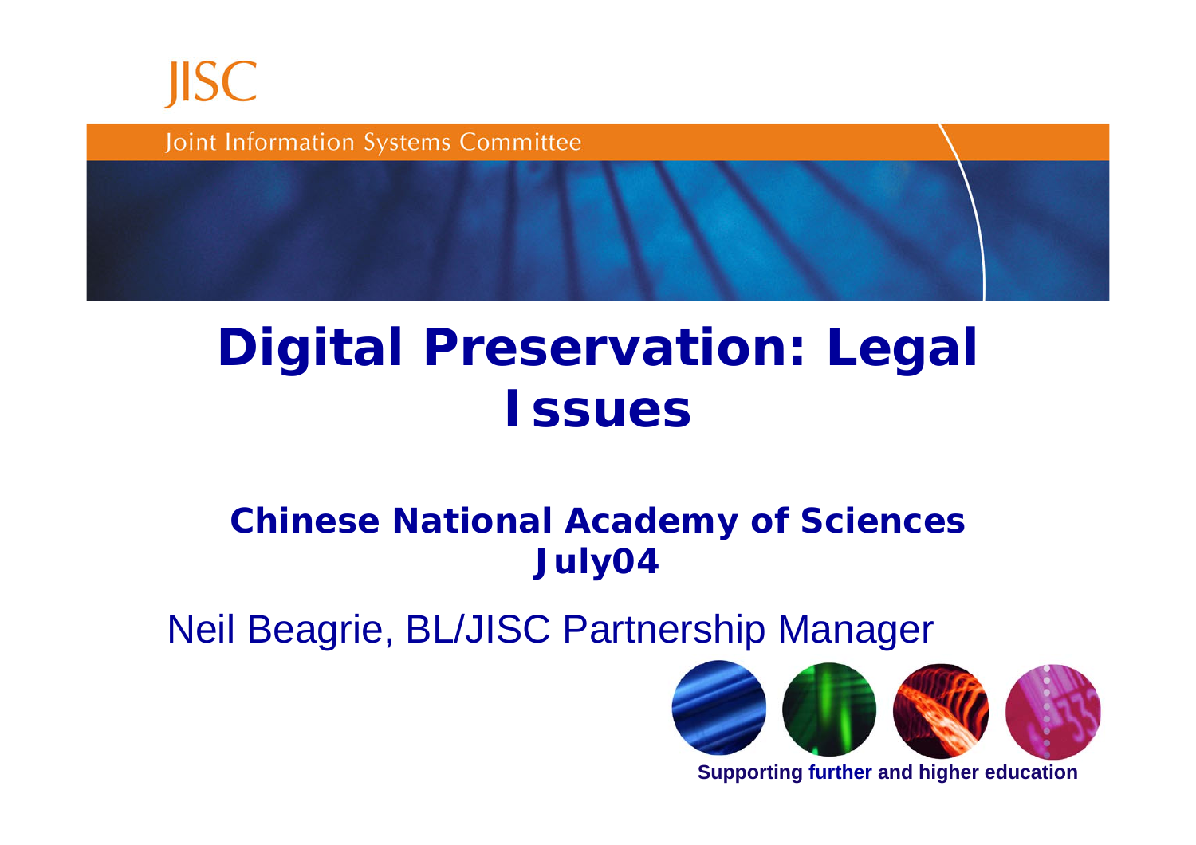JISC

Joint Information Systems Committee

# Digital Preservation: Legal Issues

## Chinese National Academy of Sciences July04

Neil Beagrie, BL/JISC Partnership Manager

**Supporting further and higher education**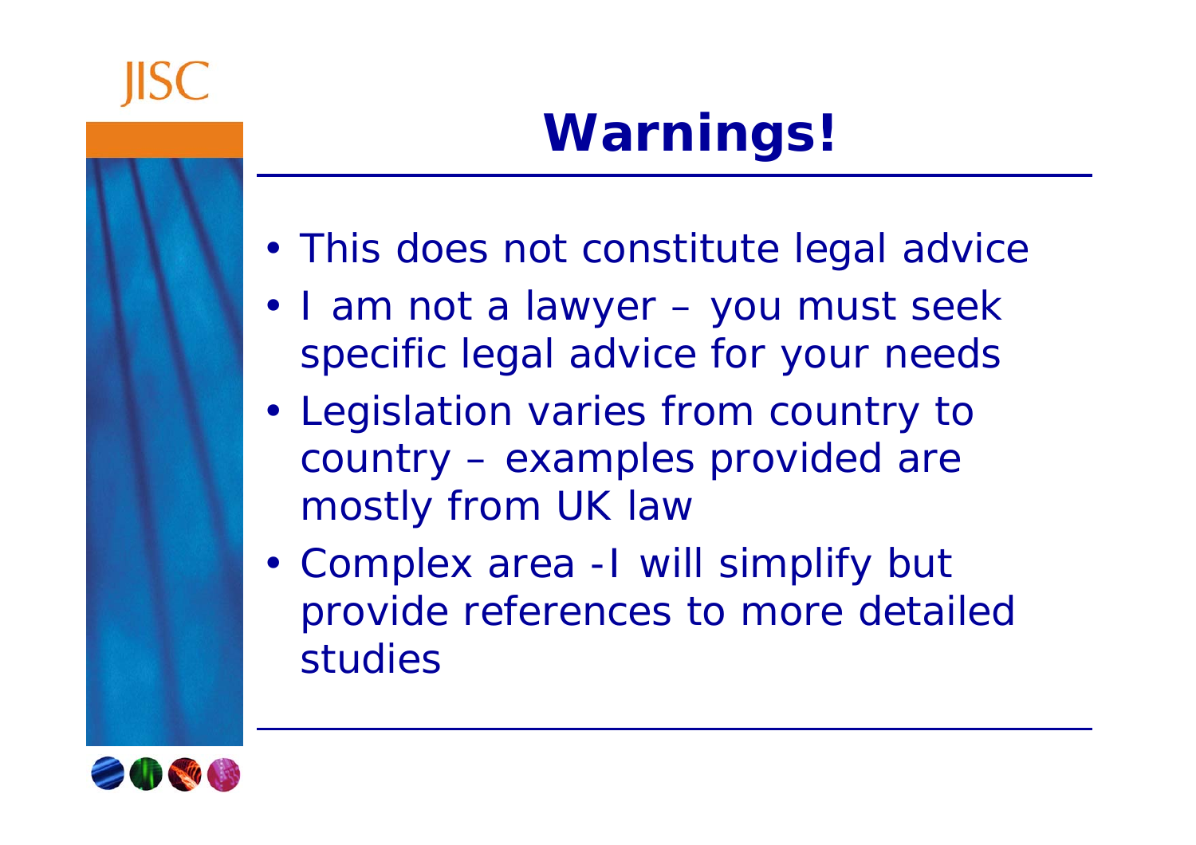# Warnings!

- This does not constitute legal advice
- I am not a lawyer – you must seek specific legal advice for your needs
- Legislation varies from country to country – examples provided are mostly from UK law
- Complex area -I will simplify but provide references to more detailed studies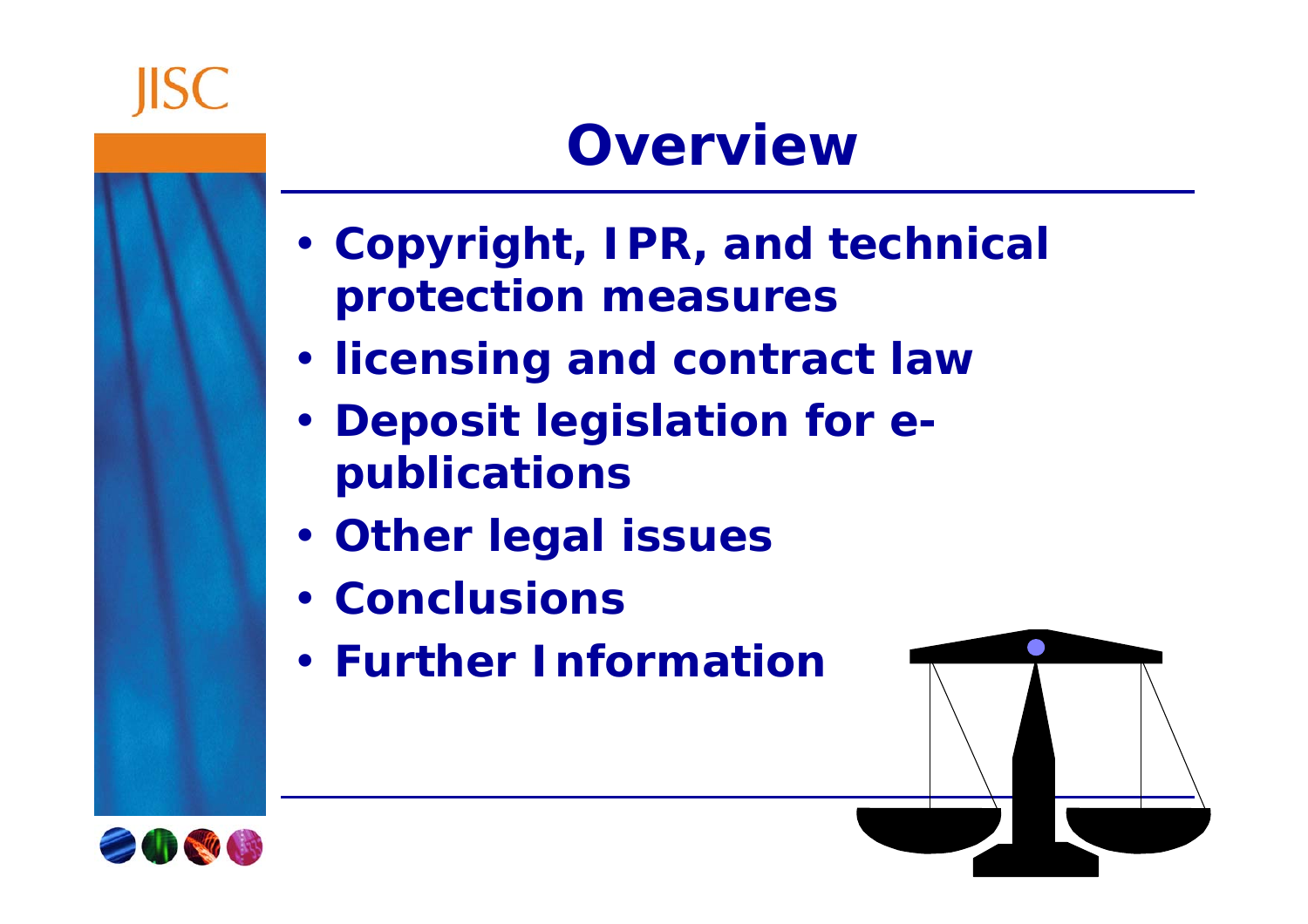# Overview

- Copyright, IPR, and technical protection measures
- licensing and contract law
- Deposit legislation for e-publications
- Other legal issues
- Conclusions
- Further Information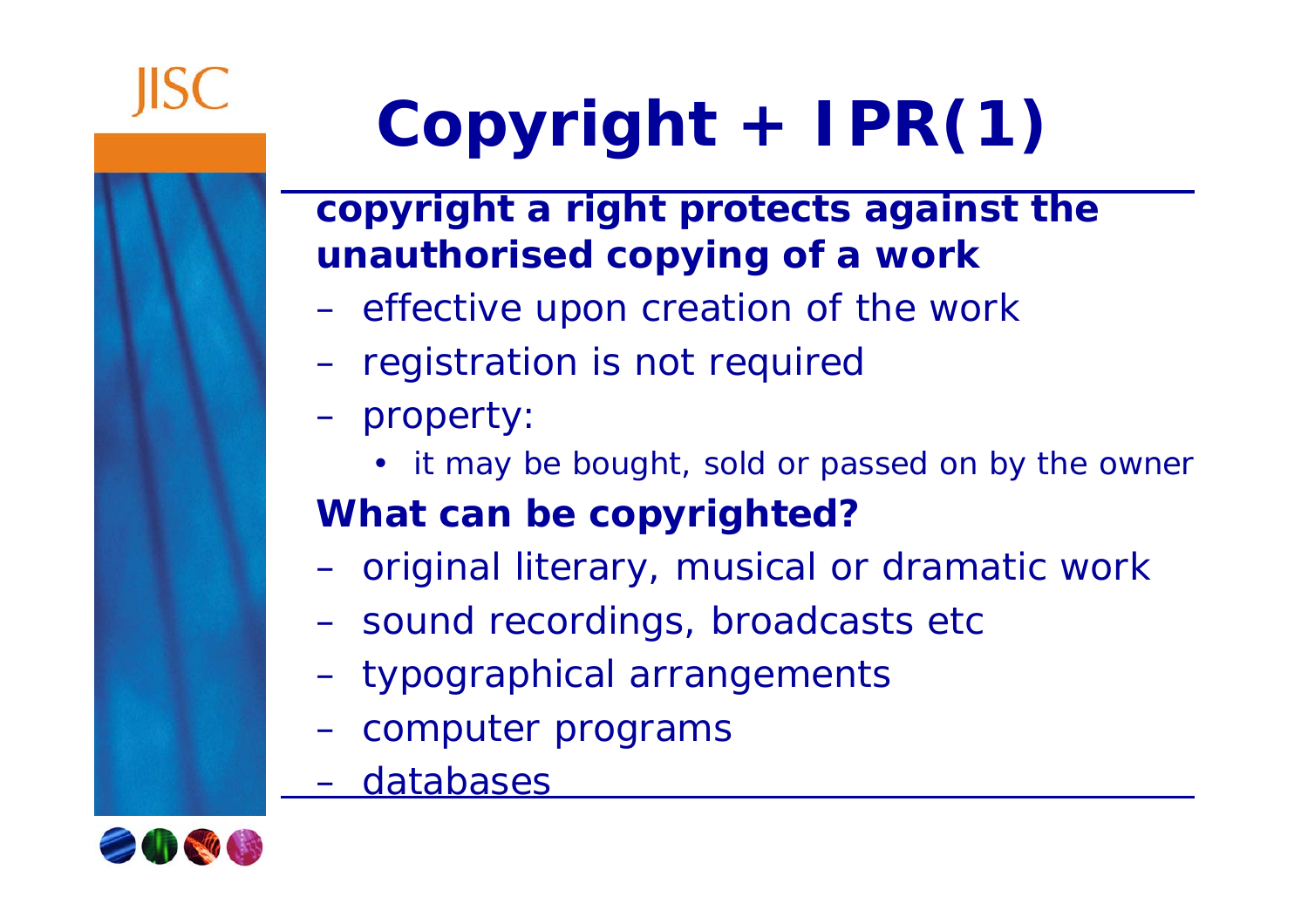# Copyright + IPR(1)

**copyright a right protects against the unauthorised copying of a work**

- effective upon creation of the work
- registration is not required
- property:
  - it may be bought, sold or passed on by the owner

**What can be copyrighted?**

- original literary, musical or dramatic work
- sound recordings, broadcasts etc
- typographical arrangements
- computer programs
- databases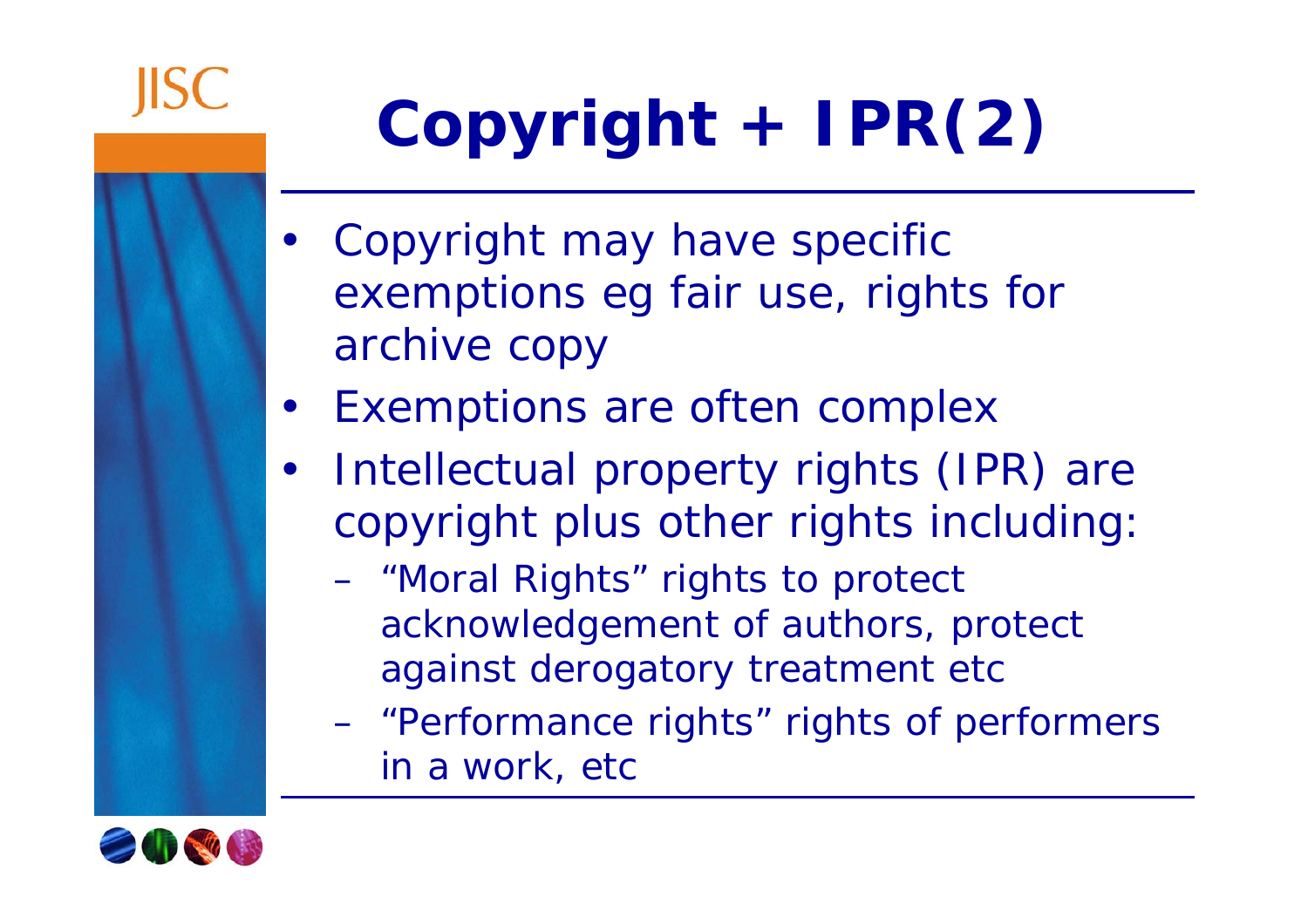# Copyright + IPR(2)

- Copyright may have specific exemptions eg fair use, rights for archive copy
- Exemptions are often complex
- Intellectual property rights (IPR) are copyright plus other rights including:
  - "Moral Rights" rights to protect acknowledgement of authors, protect against derogatory treatment etc
  - "Performance rights" rights of performers in a work, etc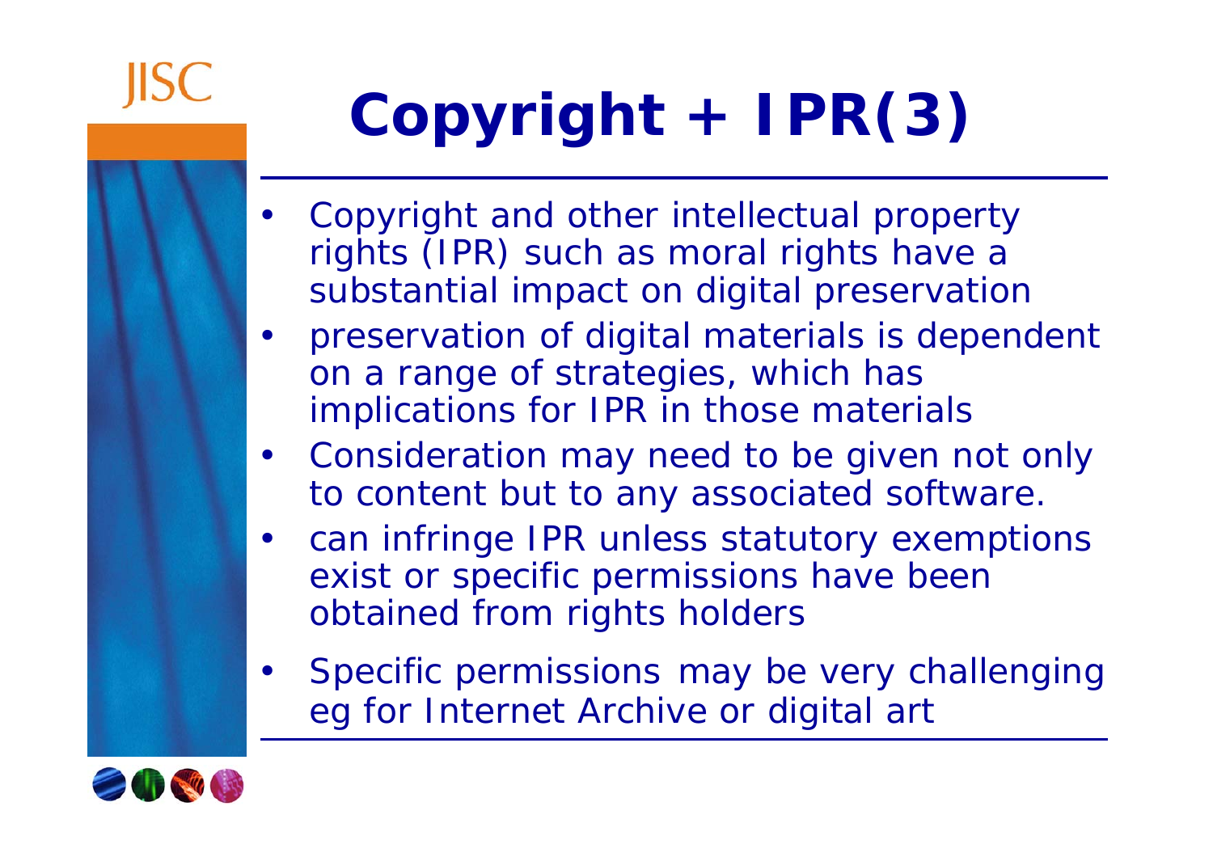# Copyright + IPR(3)

- Copyright and other intellectual property rights (IPR) such as moral rights have a substantial impact on digital preservation
- preservation of digital materials is dependent on a range of strategies, which has implications for IPR in those materials
- Consideration may need to be given not only to content but to any associated software.
- can infringe IPR unless statutory exemptions exist or specific permissions have been obtained from rights holders
- Specific permissions may be very challenging eg for Internet Archive or digital art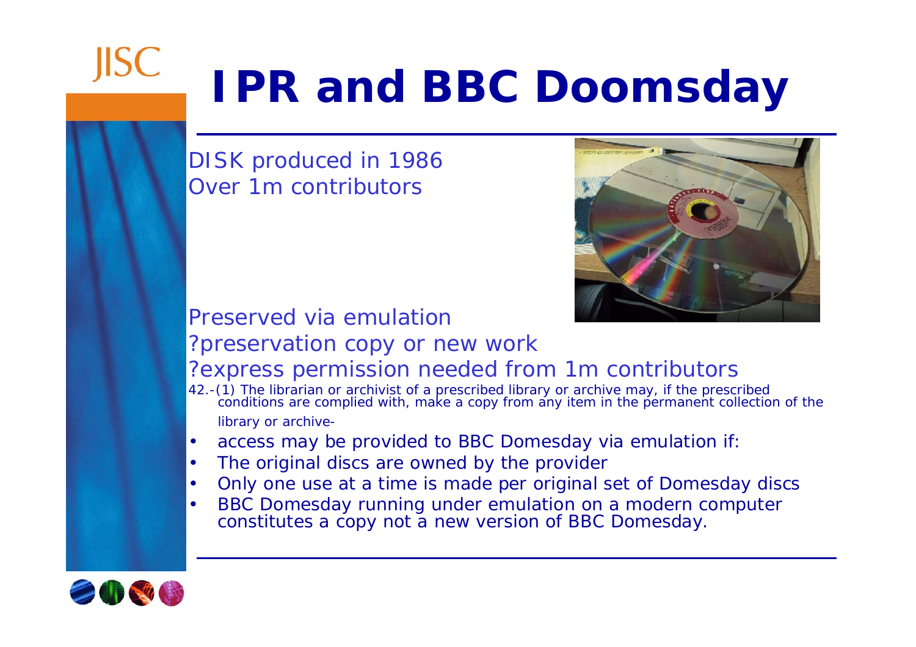# IPR and BBC Doomsday

DISK produced in 1986
Over 1m contributors

Preserved via emulation
?preservation copy or new work
?express permission needed from 1m contributors

42.-(1) The librarian or archivist of a prescribed library or archive may, if the prescribed conditions are complied with, make a copy from any item in the permanent collection of the library or archive-

- access may be provided to BBC Domesday via emulation if:
- The original discs are owned by the provider
- Only one use at a time is made per original set of Domesday discs
- BBC Domesday running under emulation on a modern computer constitutes a copy not a new version of BBC Domesday.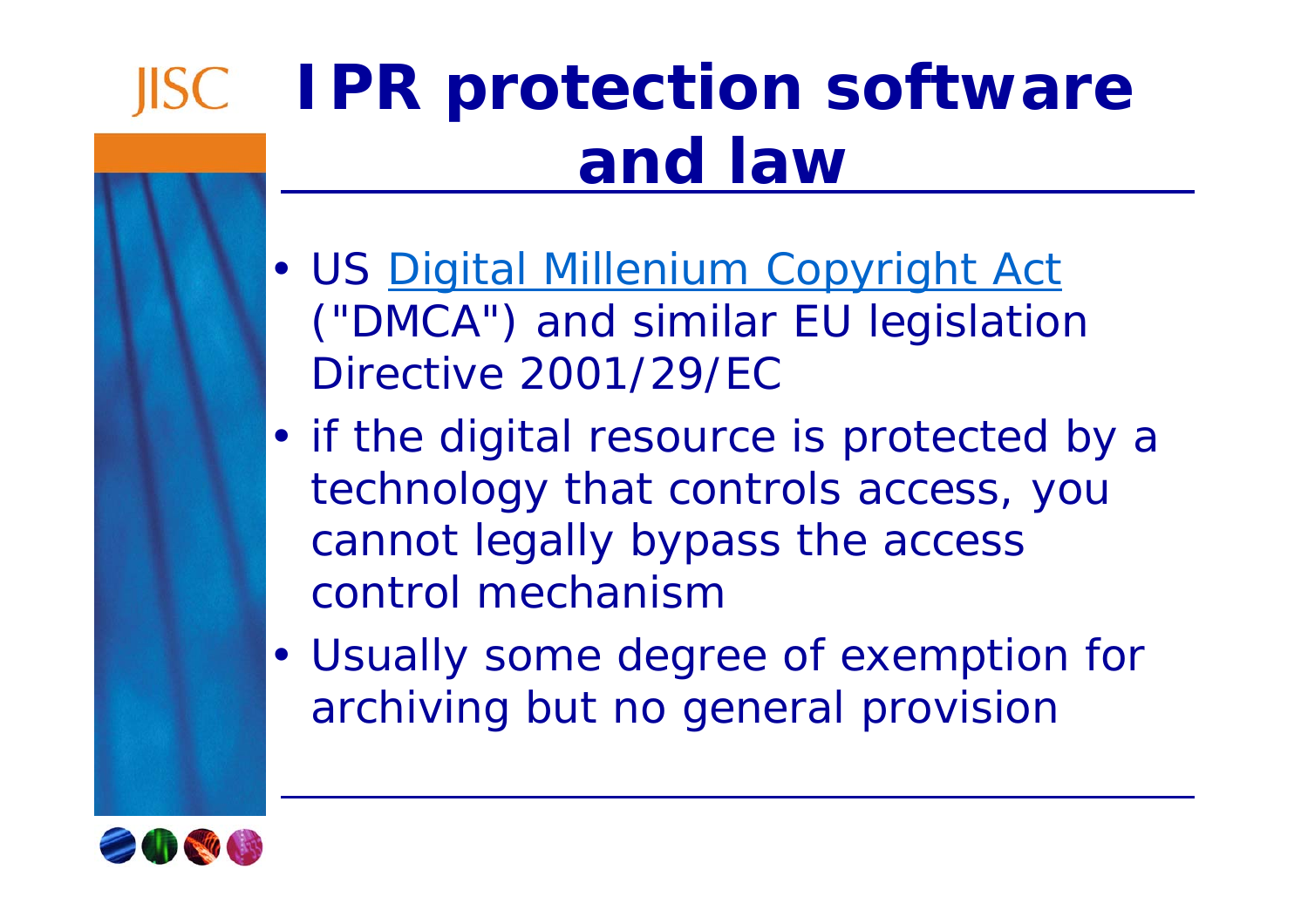# IPR protection software and law

- US Digital Millenium Copyright Act ("DMCA") and similar EU legislation Directive 2001/29/EC
- if the digital resource is protected by a technology that controls access, you cannot legally bypass the access control mechanism
- Usually some degree of exemption for archiving but no general provision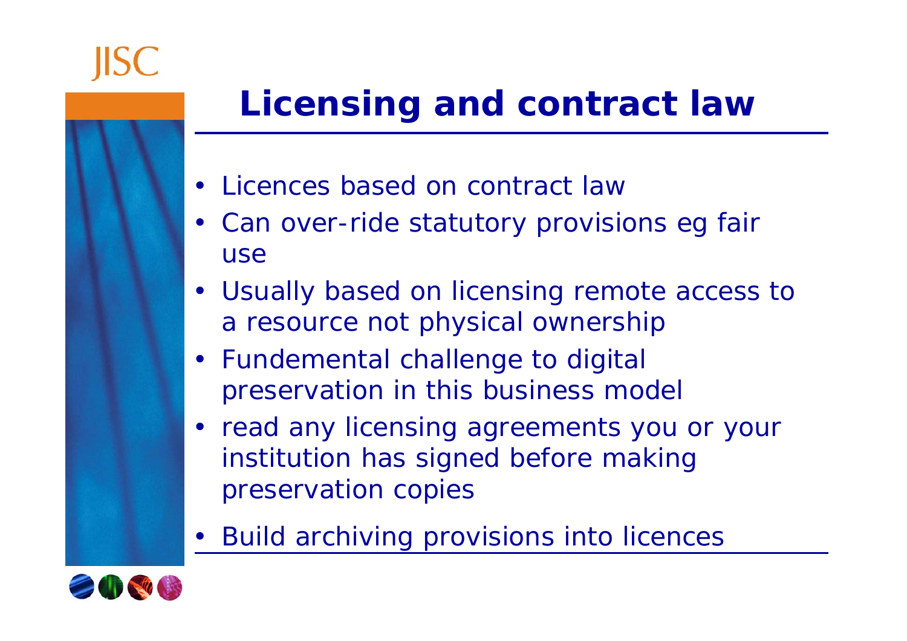# Licensing and contract law

- Licences based on contract law
- Can over-ride statutory provisions eg fair use
- Usually based on licensing remote access to a resource not physical ownership
- Fundemental challenge to digital preservation in this business model
- read any licensing agreements you or your institution has signed before making preservation copies
- Build archiving provisions into licences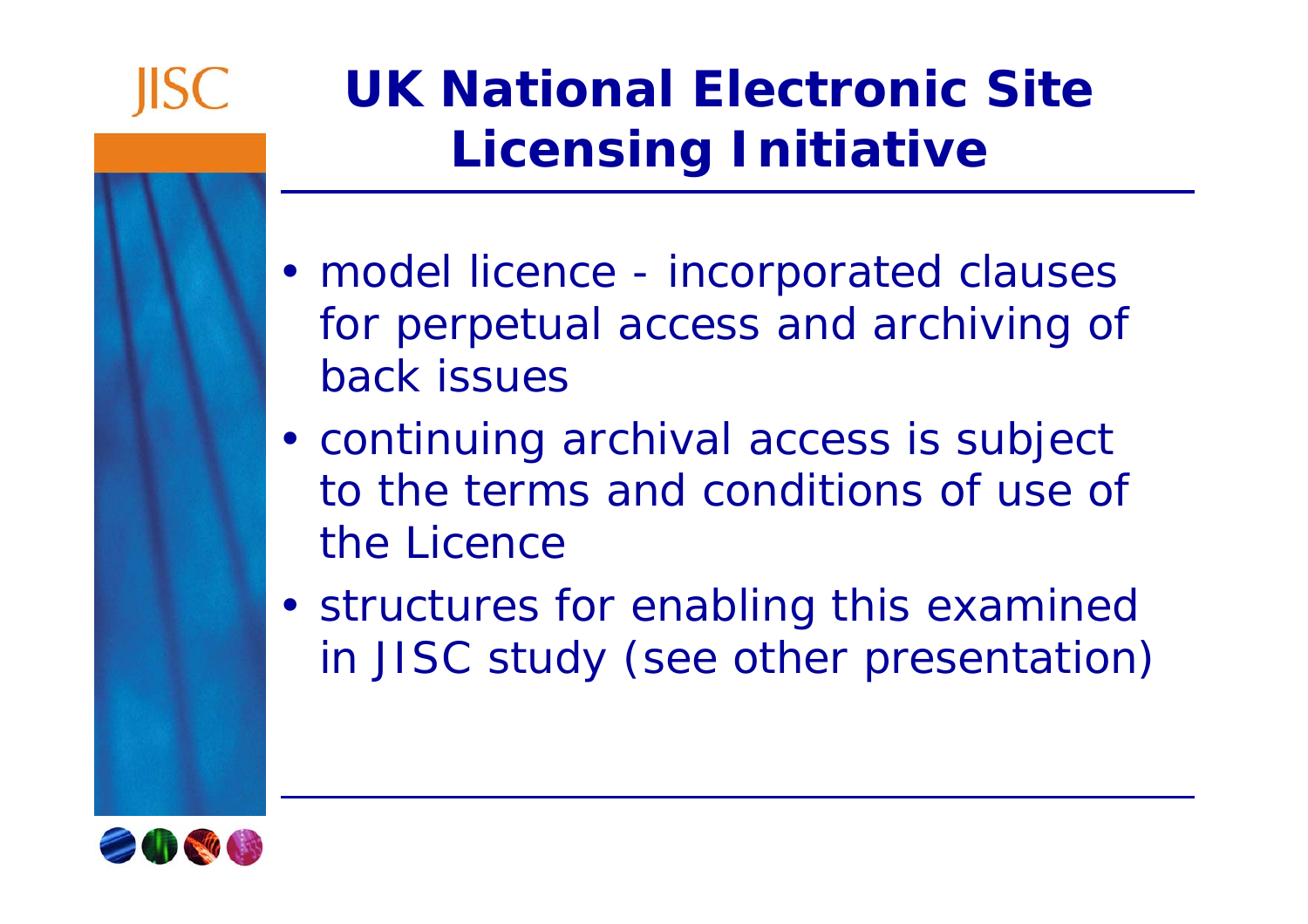# UK National Electronic Site Licensing Initiative

- model licence - incorporated clauses for perpetual access and archiving of back issues
- continuing archival access is subject to the terms and conditions of use of the Licence
- structures for enabling this examined in JISC study (see other presentation)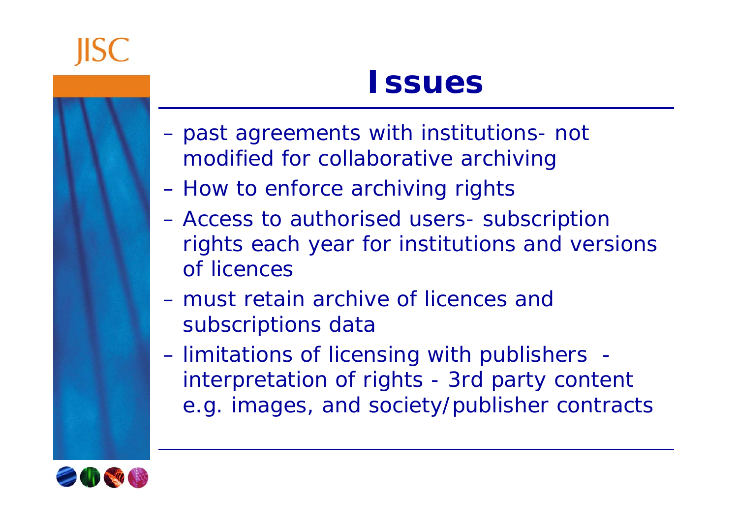# Issues

- past agreements with institutions- not modified for collaborative archiving
- How to enforce archiving rights
- Access to authorised users- subscription rights each year for institutions and versions of licences
- must retain archive of licences and subscriptions data
- limitations of licensing with publishers - interpretation of rights - 3rd party content e.g. images, and society/publisher contracts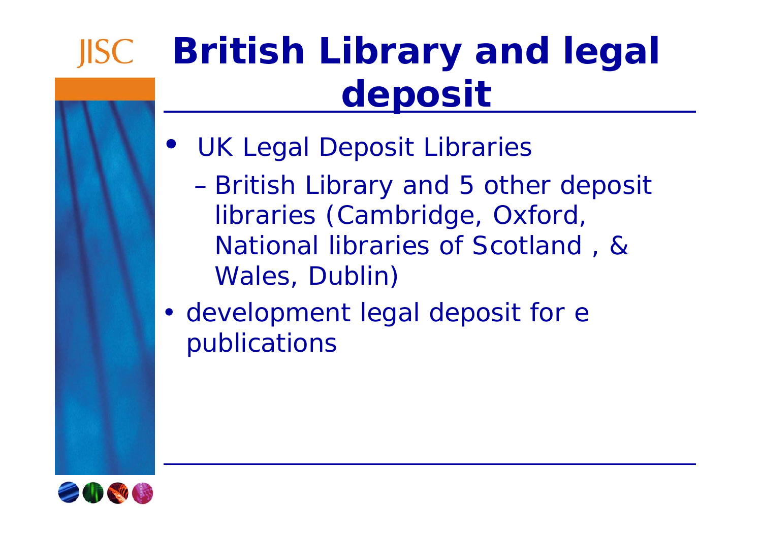# British Library and legal deposit

- UK Legal Deposit Libraries
  - British Library and 5 other deposit libraries (Cambridge, Oxford, National libraries of Scotland , & Wales, Dublin)
- development legal deposit for e publications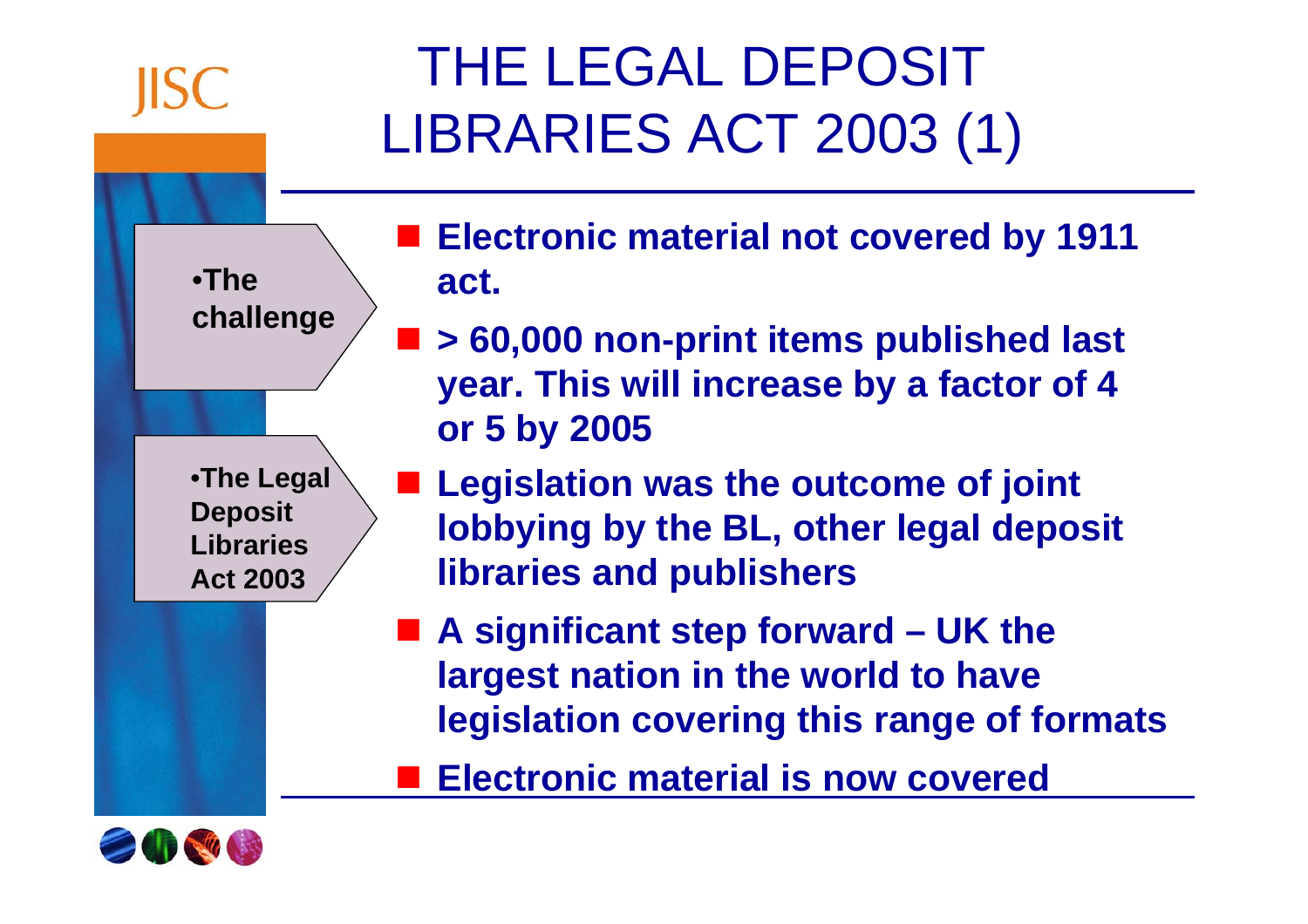# THE LEGAL DEPOSIT LIBRARIES ACT 2003 (1)

- The challenge
- The Legal Deposit Libraries Act 2003

- **Electronic material not covered by 1911 act.**
- **> 60,000 non-print items published last year. This will increase by a factor of 4 or 5 by 2005**
- **Legislation was the outcome of joint lobbying by the BL, other legal deposit libraries and publishers**
- **A significant step forward – UK the largest nation in the world to have legislation covering this range of formats**
- **Electronic material is now covered**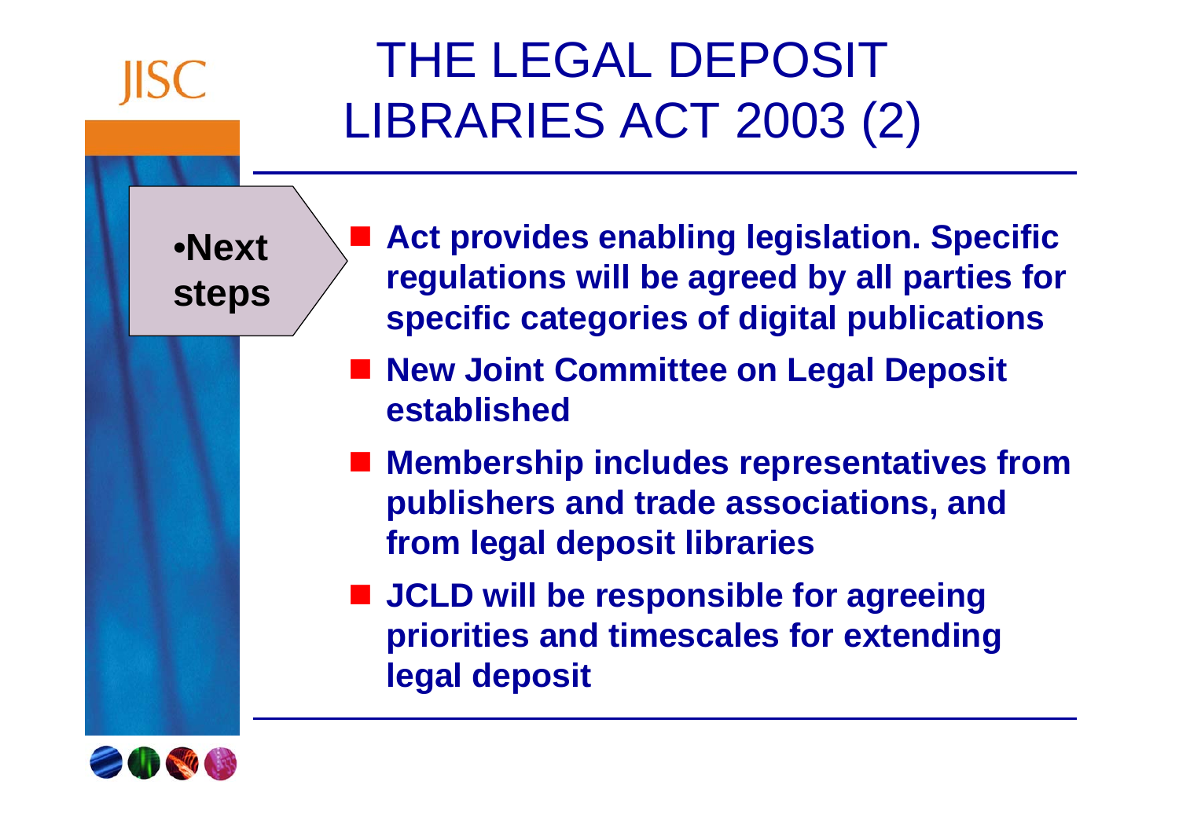# THE LEGAL DEPOSIT LIBRARIES ACT 2003 (2)

**•Next steps**

- **Act provides enabling legislation. Specific regulations will be agreed by all parties for specific categories of digital publications**
- **New Joint Committee on Legal Deposit established**
- **Membership includes representatives from publishers and trade associations, and from legal deposit libraries**
- **JCLD will be responsible for agreeing priorities and timescales for extending legal deposit**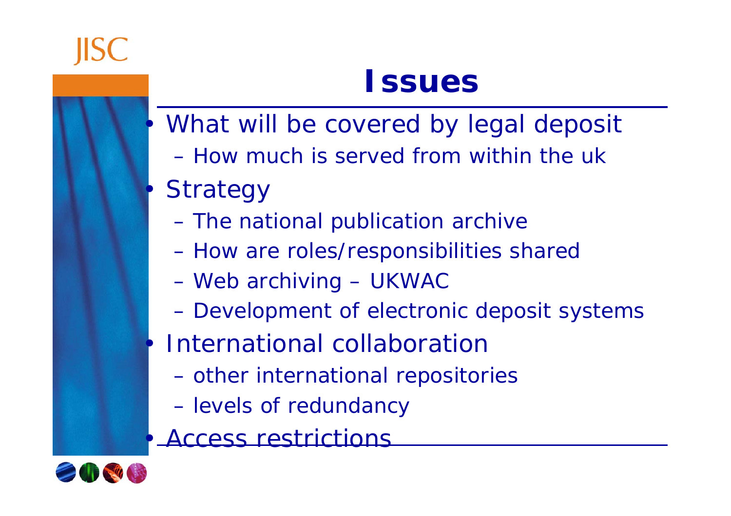# Issues

- What will be covered by legal deposit
  - How much is served from within the uk
- Strategy
  - The national publication archive
  - How are roles/responsibilities shared
  - Web archiving – UKWAC
  - Development of electronic deposit systems
- International collaboration
  - other international repositories
  - levels of redundancy
- Access restrictions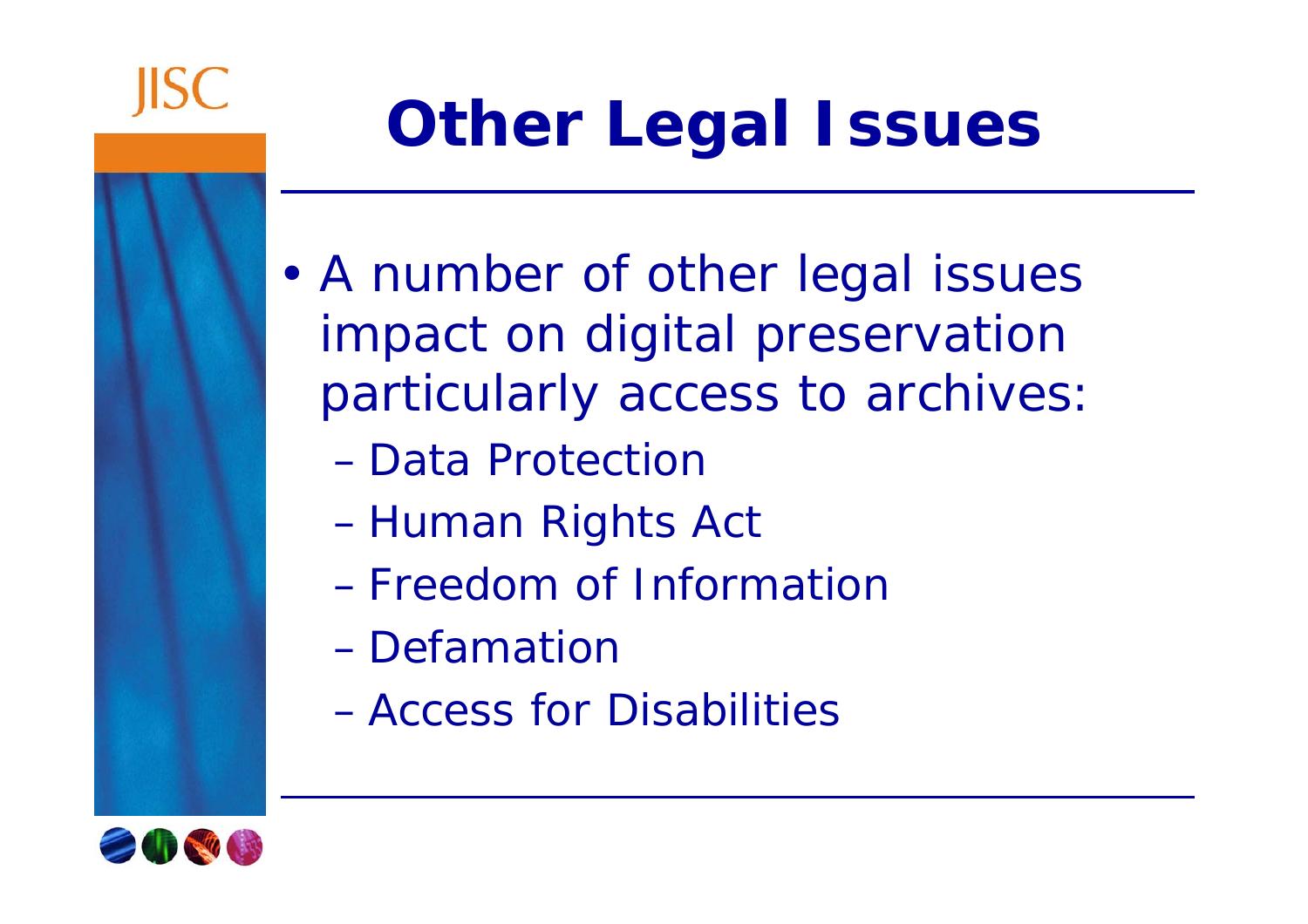# Other Legal Issues

- A number of other legal issues impact on digital preservation particularly access to archives:
  - Data Protection
  - Human Rights Act
  - Freedom of Information
  - Defamation
  - Access for Disabilities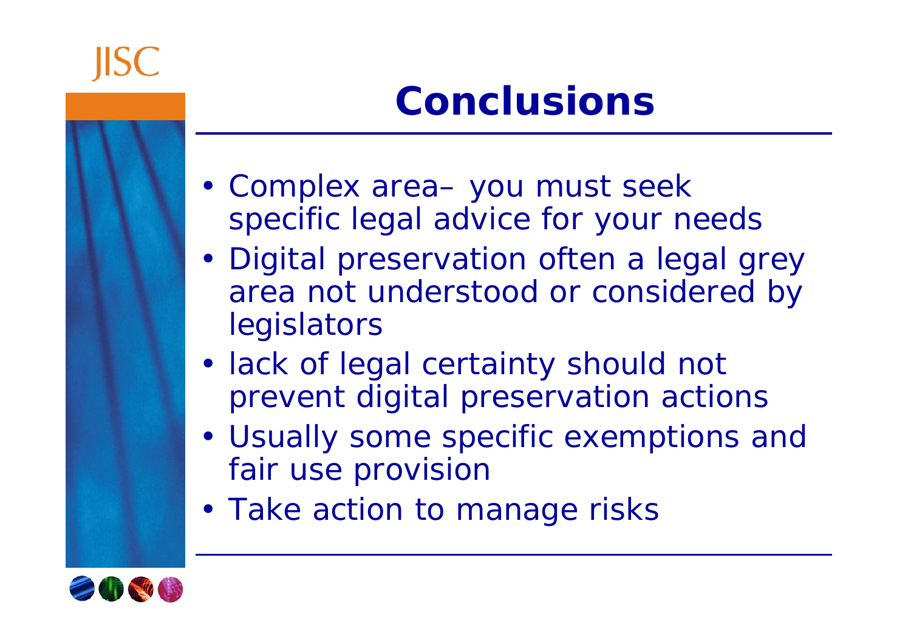# Conclusions

- Complex area– you must seek specific legal advice for your needs
- Digital preservation often a legal grey area not understood or considered by legislators
- lack of legal certainty should not prevent digital preservation actions
- Usually some specific exemptions and fair use provision
- Take action to manage risks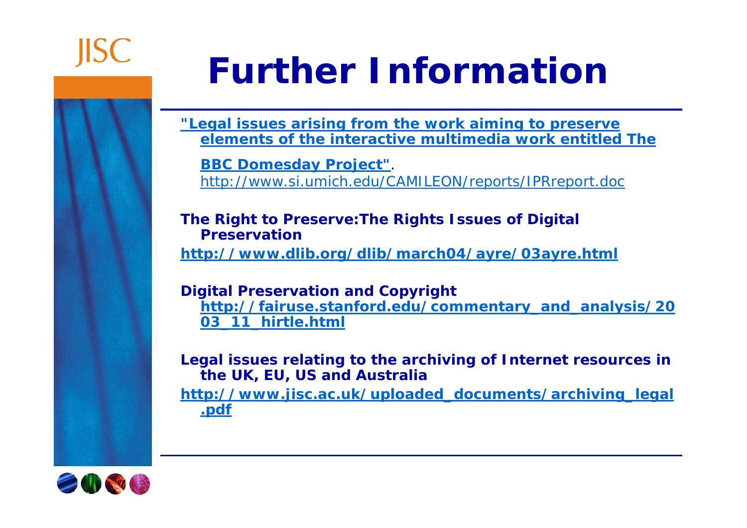# Further Information

**"Legal issues arising from the work aiming to preserve elements of the interactive multimedia work entitled The BBC Domesday Project"**.
http://www.si.umich.edu/CAMILEON/reports/IPRreport.doc

**The Right to Preserve:The Rights Issues of Digital Preservation**
**http://www.dlib.org/dlib/march04/ayre/03ayre.html**

**Digital Preservation and Copyright**
**http://fairuse.stanford.edu/commentary_and_analysis/2003_11_hirtle.html**

**Legal issues relating to the archiving of Internet resources in the UK, EU, US and Australia**
**http://www.jisc.ac.uk/uploaded_documents/archiving_legal.pdf**